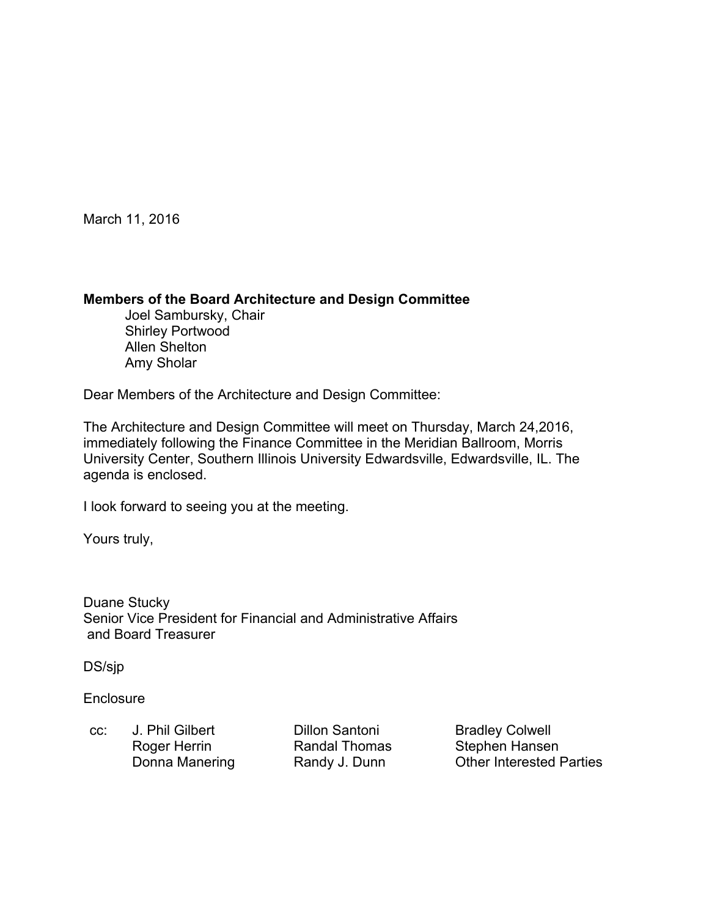March 11, 2016

**Members of the Board Architecture and Design Committee**
Joel Sambursky, Chair
Shirley Portwood
Allen Shelton
Amy Sholar

Dear Members of the Architecture and Design Committee:

The Architecture and Design Committee will meet on Thursday, March 24,2016, immediately following the Finance Committee in the Meridian Ballroom, Morris University Center, Southern Illinois University Edwardsville, Edwardsville, IL. The agenda is enclosed.

I look forward to seeing you at the meeting.

Yours truly,

Duane Stucky
Senior Vice President for Financial and Administrative Affairs
and Board Treasurer

DS/sjp

Enclosure

cc: J. Phil Gilbert
Roger Herrin
Donna Manering
Dillon Santoni
Randal Thomas
Randy J. Dunn
Bradley Colwell
Stephen Hansen
Other Interested Parties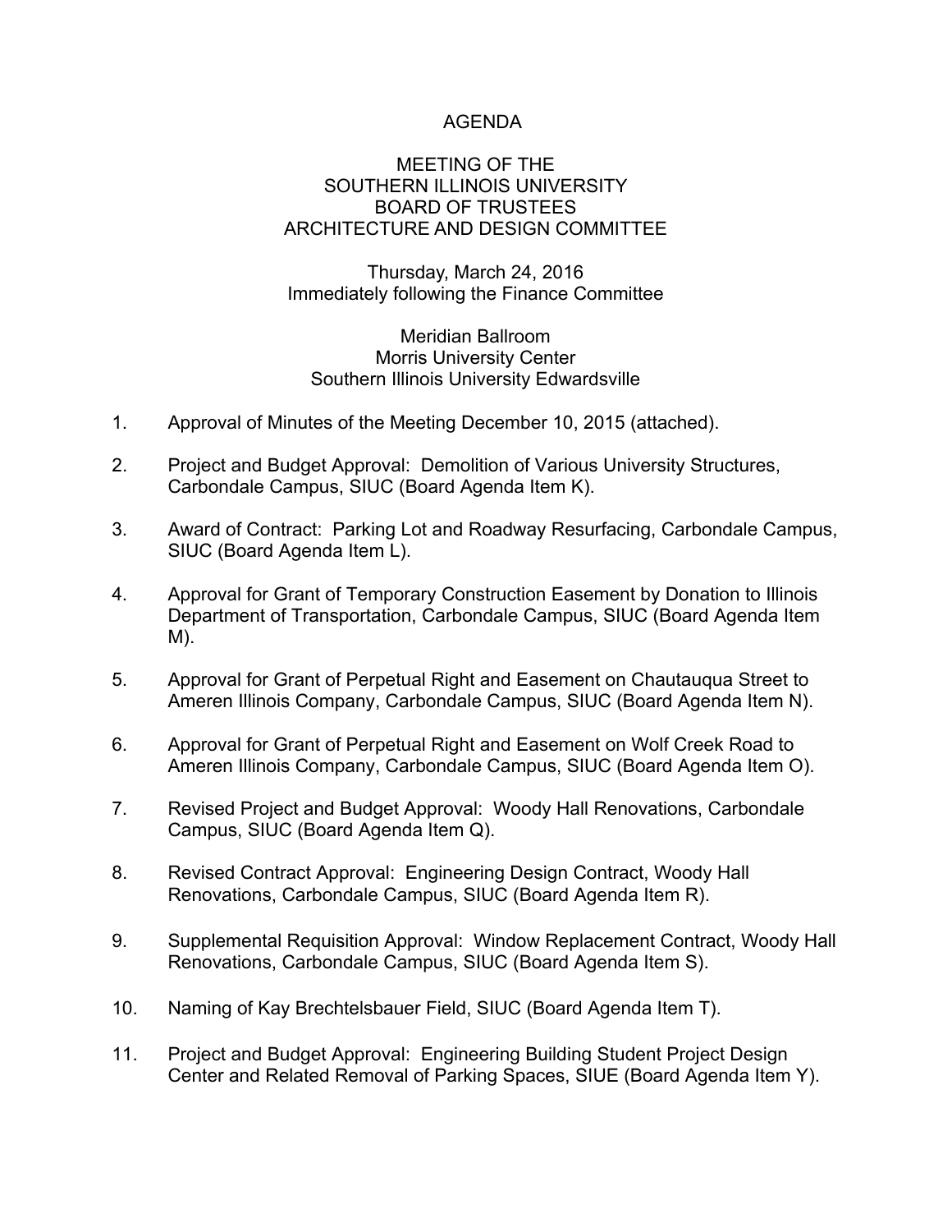# AGENDA

## MEETING OF THE SOUTHERN ILLINOIS UNIVERSITY BOARD OF TRUSTEES ARCHITECTURE AND DESIGN COMMITTEE

Thursday, March 24, 2016
Immediately following the Finance Committee

Meridian Ballroom
Morris University Center
Southern Illinois University Edwardsville

1. Approval of Minutes of the Meeting December 10, 2015 (attached).

2. Project and Budget Approval: Demolition of Various University Structures, Carbondale Campus, SIUC (Board Agenda Item K).

3. Award of Contract: Parking Lot and Roadway Resurfacing, Carbondale Campus, SIUC (Board Agenda Item L).

4. Approval for Grant of Temporary Construction Easement by Donation to Illinois Department of Transportation, Carbondale Campus, SIUC (Board Agenda Item M).

5. Approval for Grant of Perpetual Right and Easement on Chautauqua Street to Ameren Illinois Company, Carbondale Campus, SIUC (Board Agenda Item N).

6. Approval for Grant of Perpetual Right and Easement on Wolf Creek Road to Ameren Illinois Company, Carbondale Campus, SIUC (Board Agenda Item O).

7. Revised Project and Budget Approval: Woody Hall Renovations, Carbondale Campus, SIUC (Board Agenda Item Q).

8. Revised Contract Approval: Engineering Design Contract, Woody Hall Renovations, Carbondale Campus, SIUC (Board Agenda Item R).

9. Supplemental Requisition Approval: Window Replacement Contract, Woody Hall Renovations, Carbondale Campus, SIUC (Board Agenda Item S).

10. Naming of Kay Brechtelsbauer Field, SIUC (Board Agenda Item T).

11. Project and Budget Approval: Engineering Building Student Project Design Center and Related Removal of Parking Spaces, SIUE (Board Agenda Item Y).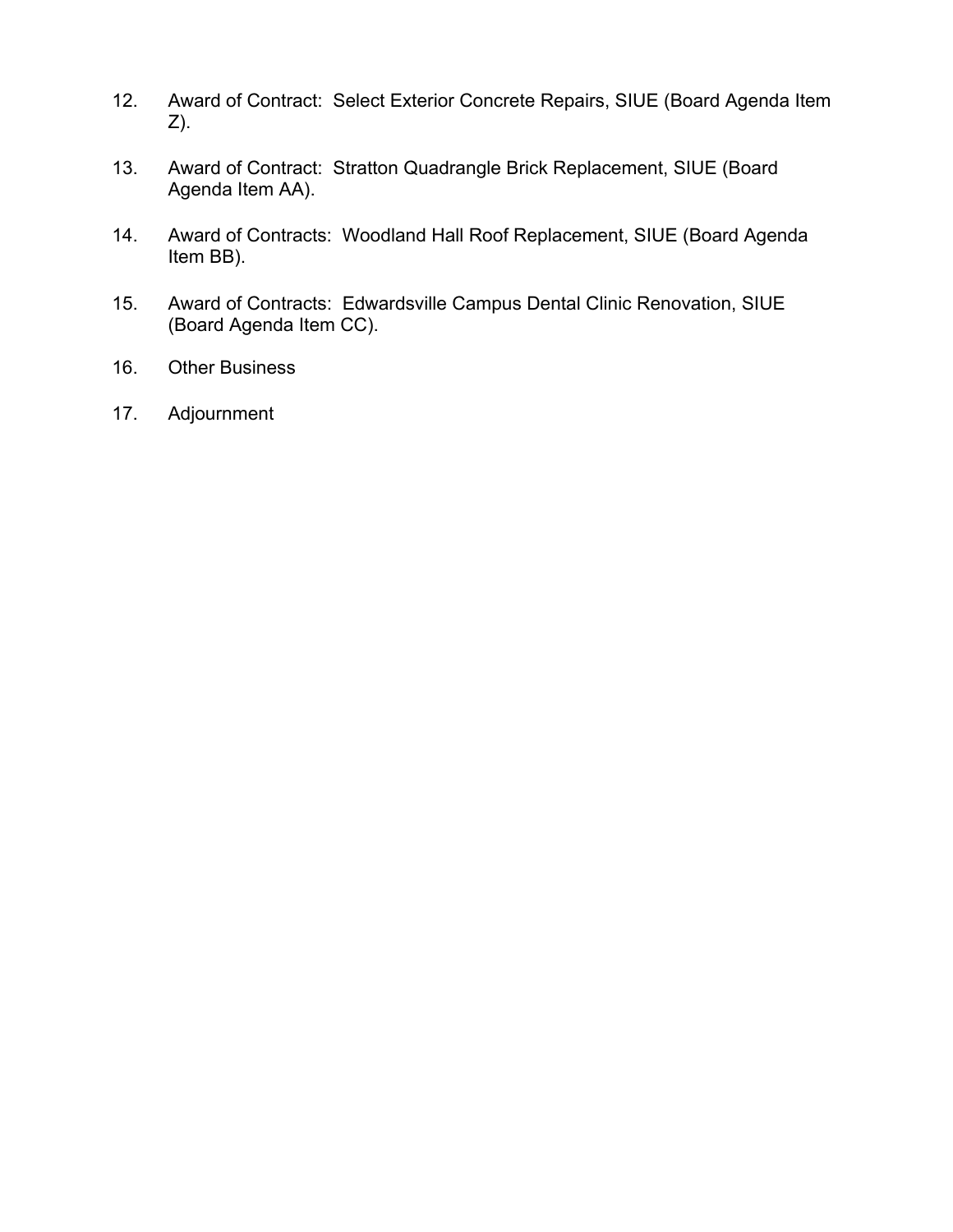12. Award of Contract: Select Exterior Concrete Repairs, SIUE (Board Agenda Item Z).

13. Award of Contract: Stratton Quadrangle Brick Replacement, SIUE (Board Agenda Item AA).

14. Award of Contracts: Woodland Hall Roof Replacement, SIUE (Board Agenda Item BB).

15. Award of Contracts: Edwardsville Campus Dental Clinic Renovation, SIUE (Board Agenda Item CC).

16. Other Business

17. Adjournment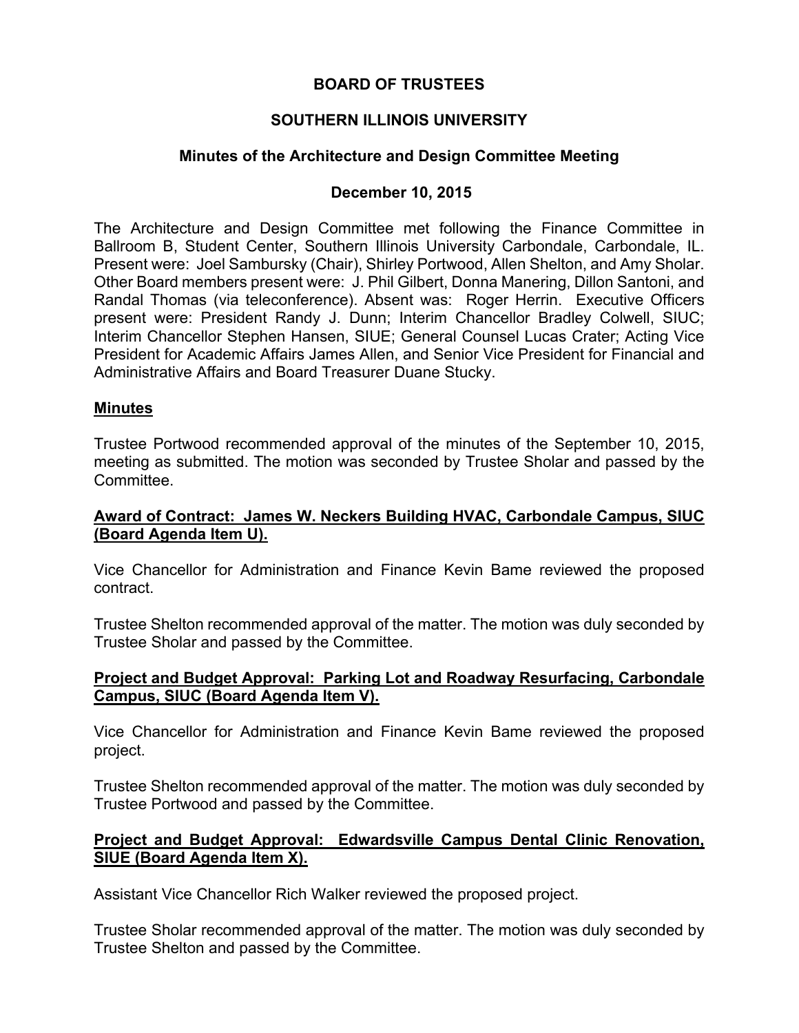**BOARD OF TRUSTEES**

**SOUTHERN ILLINOIS UNIVERSITY**

**Minutes of the Architecture and Design Committee Meeting**

**December 10, 2015**

The Architecture and Design Committee met following the Finance Committee in Ballroom B, Student Center, Southern Illinois University Carbondale, Carbondale, IL. Present were: Joel Sambursky (Chair), Shirley Portwood, Allen Shelton, and Amy Sholar. Other Board members present were: J. Phil Gilbert, Donna Manering, Dillon Santoni, and Randal Thomas (via teleconference). Absent was: Roger Herrin. Executive Officers present were: President Randy J. Dunn; Interim Chancellor Bradley Colwell, SIUC; Interim Chancellor Stephen Hansen, SIUE; General Counsel Lucas Crater; Acting Vice President for Academic Affairs James Allen, and Senior Vice President for Financial and Administrative Affairs and Board Treasurer Duane Stucky.

**Minutes**

Trustee Portwood recommended approval of the minutes of the September 10, 2015, meeting as submitted. The motion was seconded by Trustee Sholar and passed by the Committee.

**Award of Contract: James W. Neckers Building HVAC, Carbondale Campus, SIUC (Board Agenda Item U).**

Vice Chancellor for Administration and Finance Kevin Bame reviewed the proposed contract.

Trustee Shelton recommended approval of the matter. The motion was duly seconded by Trustee Sholar and passed by the Committee.

**Project and Budget Approval: Parking Lot and Roadway Resurfacing, Carbondale Campus, SIUC (Board Agenda Item V).**

Vice Chancellor for Administration and Finance Kevin Bame reviewed the proposed project.

Trustee Shelton recommended approval of the matter. The motion was duly seconded by Trustee Portwood and passed by the Committee.

**Project and Budget Approval: Edwardsville Campus Dental Clinic Renovation, SIUE (Board Agenda Item X).**

Assistant Vice Chancellor Rich Walker reviewed the proposed project.

Trustee Sholar recommended approval of the matter. The motion was duly seconded by Trustee Shelton and passed by the Committee.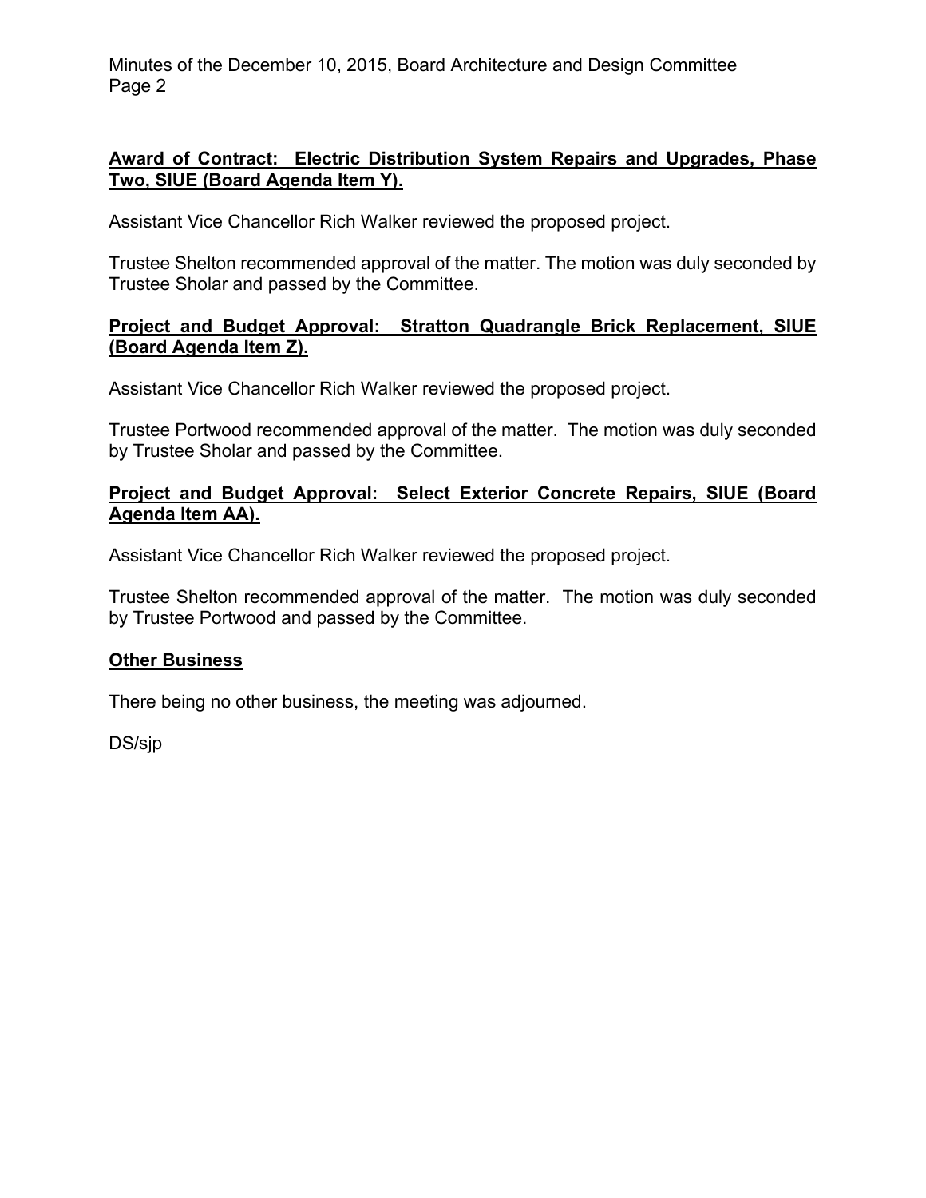**Award of Contract: Electric Distribution System Repairs and Upgrades, Phase Two, SIUE (Board Agenda Item Y).**

Assistant Vice Chancellor Rich Walker reviewed the proposed project.

Trustee Shelton recommended approval of the matter. The motion was duly seconded by Trustee Sholar and passed by the Committee.

**Project and Budget Approval: Stratton Quadrangle Brick Replacement, SIUE (Board Agenda Item Z).**

Assistant Vice Chancellor Rich Walker reviewed the proposed project.

Trustee Portwood recommended approval of the matter. The motion was duly seconded by Trustee Sholar and passed by the Committee.

**Project and Budget Approval: Select Exterior Concrete Repairs, SIUE (Board Agenda Item AA).**

Assistant Vice Chancellor Rich Walker reviewed the proposed project.

Trustee Shelton recommended approval of the matter. The motion was duly seconded by Trustee Portwood and passed by the Committee.

**Other Business**

There being no other business, the meeting was adjourned.

DS/sjp